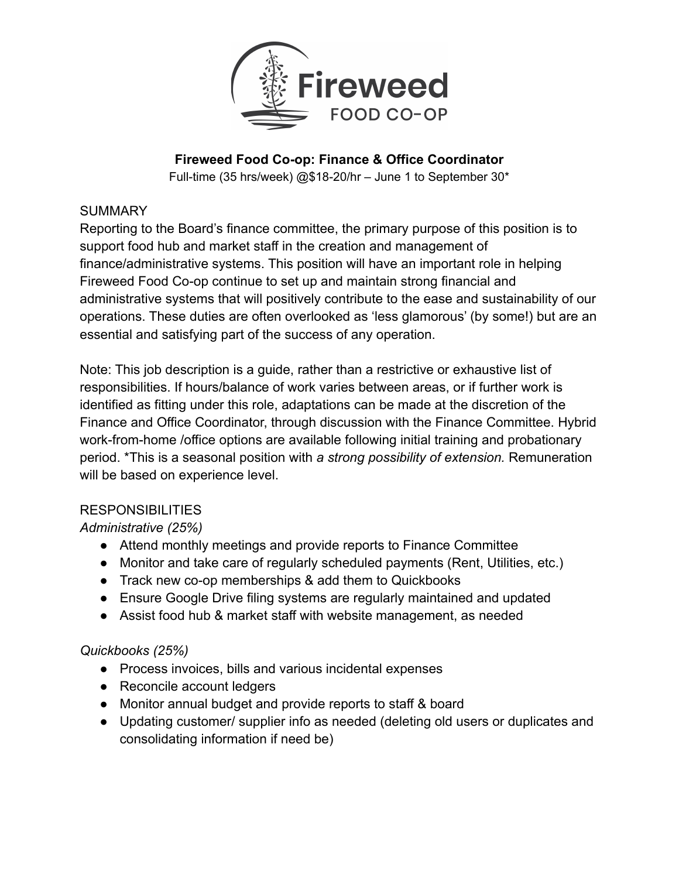# Fireweed Food Co-op: Finance & Office Coordinator

Full-time (35 hrs/week) @$18-20/hr – June 1 to September 30*

## SUMMARY

Reporting to the Board's finance committee, the primary purpose of this position is to support food hub and market staff in the creation and management of finance/administrative systems. This position will have an important role in helping Fireweed Food Co-op continue to set up and maintain strong financial and administrative systems that will positively contribute to the ease and sustainability of our operations. These duties are often overlooked as 'less glamorous' (by some!) but are an essential and satisfying part of the success of any operation.

Note: This job description is a guide, rather than a restrictive or exhaustive list of responsibilities. If hours/balance of work varies between areas, or if further work is identified as fitting under this role, adaptations can be made at the discretion of the Finance and Office Coordinator, through discussion with the Finance Committee. Hybrid work-from-home /office options are available following initial training and probationary period. *This is a seasonal position with *a strong possibility of extension.* Remuneration will be based on experience level.

## RESPONSIBILITIES

*Administrative (25%)*

- Attend monthly meetings and provide reports to Finance Committee
- Monitor and take care of regularly scheduled payments (Rent, Utilities, etc.)
- Track new co-op memberships & add them to Quickbooks
- Ensure Google Drive filing systems are regularly maintained and updated
- Assist food hub & market staff with website management, as needed

*Quickbooks (25%)*

- Process invoices, bills and various incidental expenses
- Reconcile account ledgers
- Monitor annual budget and provide reports to staff & board
- Updating customer/ supplier info as needed (deleting old users or duplicates and consolidating information if need be)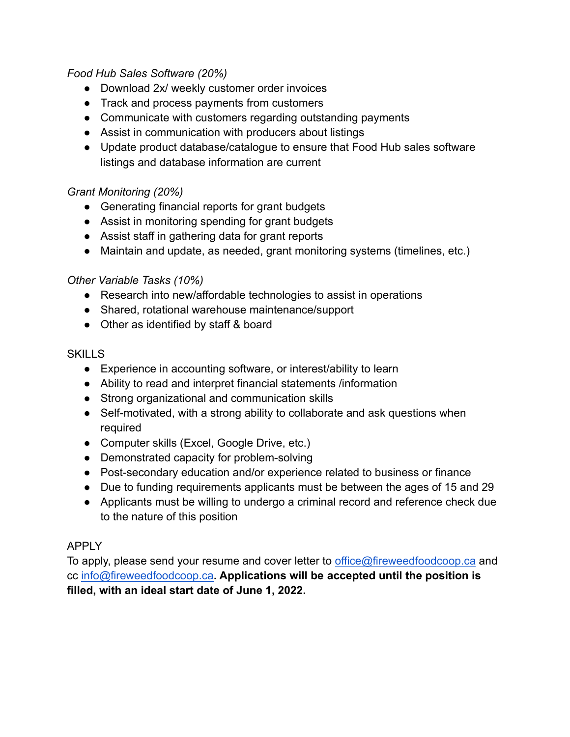*Food Hub Sales Software (20%)*

- Download 2x/ weekly customer order invoices
- Track and process payments from customers
- Communicate with customers regarding outstanding payments
- Assist in communication with producers about listings
- Update product database/catalogue to ensure that Food Hub sales software listings and database information are current

*Grant Monitoring (20%)*

- Generating financial reports for grant budgets
- Assist in monitoring spending for grant budgets
- Assist staff in gathering data for grant reports
- Maintain and update, as needed, grant monitoring systems (timelines, etc.)

*Other Variable Tasks (10%)*

- Research into new/affordable technologies to assist in operations
- Shared, rotational warehouse maintenance/support
- Other as identified by staff & board

SKILLS

- Experience in accounting software, or interest/ability to learn
- Ability to read and interpret financial statements /information
- Strong organizational and communication skills
- Self-motivated, with a strong ability to collaborate and ask questions when required
- Computer skills (Excel, Google Drive, etc.)
- Demonstrated capacity for problem-solving
- Post-secondary education and/or experience related to business or finance
- Due to funding requirements applicants must be between the ages of 15 and 29
- Applicants must be willing to undergo a criminal record and reference check due to the nature of this position

APPLY

To apply, please send your resume and cover letter to office@fireweedfoodcoop.ca and cc info@fireweedfoodcoop.ca**. Applications will be accepted until the position is filled, with an ideal start date of June 1, 2022.**